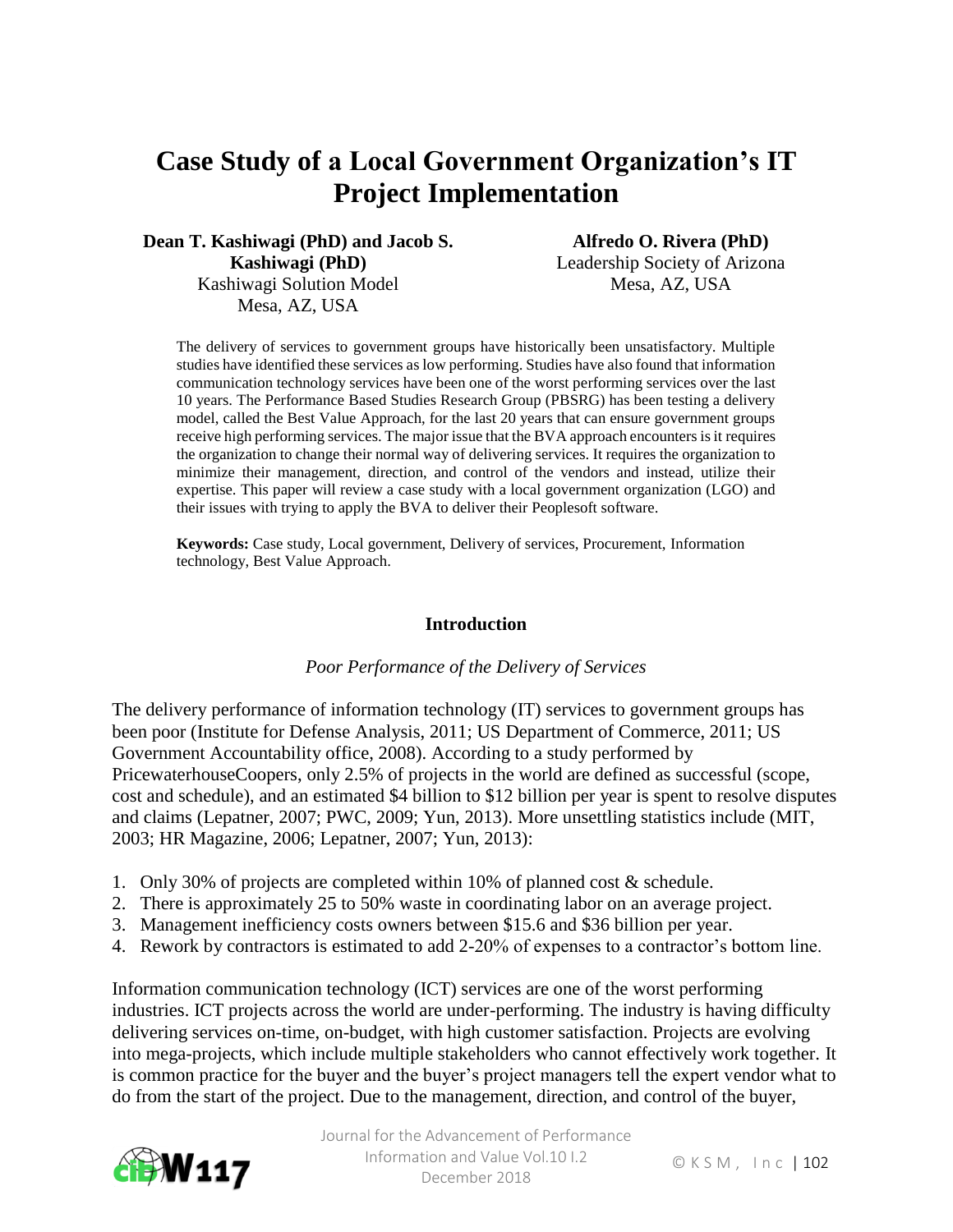# Case Study of a Local Government Organization's IT Project Implementation

**Dean T. Kashiwagi (PhD) and Jacob S. Kashiwagi (PhD)**
Kashiwagi Solution Model
Mesa, AZ, USA

**Alfredo O. Rivera (PhD)**
Leadership Society of Arizona
Mesa, AZ, USA

The delivery of services to government groups have historically been unsatisfactory. Multiple studies have identified these services as low performing. Studies have also found that information communication technology services have been one of the worst performing services over the last 10 years. The Performance Based Studies Research Group (PBSRG) has been testing a delivery model, called the Best Value Approach, for the last 20 years that can ensure government groups receive high performing services. The major issue that the BVA approach encounters is it requires the organization to change their normal way of delivering services. It requires the organization to minimize their management, direction, and control of the vendors and instead, utilize their expertise. This paper will review a case study with a local government organization (LGO) and their issues with trying to apply the BVA to deliver their Peoplesoft software.

**Keywords:** Case study, Local government, Delivery of services, Procurement, Information technology, Best Value Approach.

## Introduction

### *Poor Performance of the Delivery of Services*

The delivery performance of information technology (IT) services to government groups has been poor (Institute for Defense Analysis, 2011; US Department of Commerce, 2011; US Government Accountability office, 2008). According to a study performed by PricewaterhouseCoopers, only 2.5% of projects in the world are defined as successful (scope, cost and schedule), and an estimated $4 billion to $12 billion per year is spent to resolve disputes and claims (Lepatner, 2007; PWC, 2009; Yun, 2013). More unsettling statistics include (MIT, 2003; HR Magazine, 2006; Lepatner, 2007; Yun, 2013):

1. Only 30% of projects are completed within 10% of planned cost & schedule.
2. There is approximately 25 to 50% waste in coordinating labor on an average project.
3. Management inefficiency costs owners between $15.6 and $36 billion per year.
4. Rework by contractors is estimated to add 2-20% of expenses to a contractor's bottom line.

Information communication technology (ICT) services are one of the worst performing industries. ICT projects across the world are under-performing. The industry is having difficulty delivering services on-time, on-budget, with high customer satisfaction. Projects are evolving into mega-projects, which include multiple stakeholders who cannot effectively work together. It is common practice for the buyer and the buyer's project managers tell the expert vendor what to do from the start of the project. Due to the management, direction, and control of the buyer,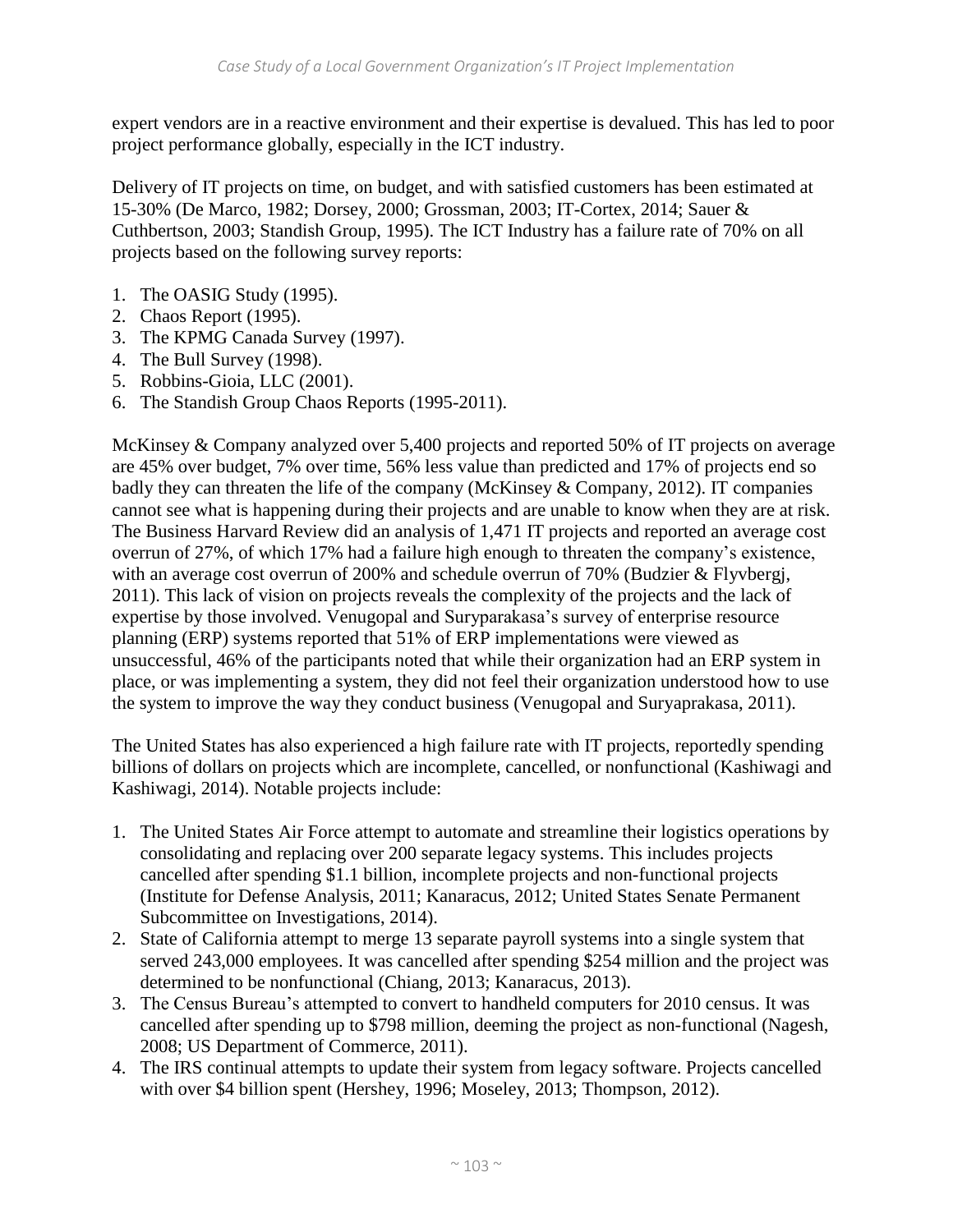expert vendors are in a reactive environment and their expertise is devalued. This has led to poor project performance globally, especially in the ICT industry.

Delivery of IT projects on time, on budget, and with satisfied customers has been estimated at 15-30% (De Marco, 1982; Dorsey, 2000; Grossman, 2003; IT-Cortex, 2014; Sauer & Cuthbertson, 2003; Standish Group, 1995). The ICT Industry has a failure rate of 70% on all projects based on the following survey reports:

1. The OASIG Study (1995).
2. Chaos Report (1995).
3. The KPMG Canada Survey (1997).
4. The Bull Survey (1998).
5. Robbins-Gioia, LLC (2001).
6. The Standish Group Chaos Reports (1995-2011).

McKinsey & Company analyzed over 5,400 projects and reported 50% of IT projects on average are 45% over budget, 7% over time, 56% less value than predicted and 17% of projects end so badly they can threaten the life of the company (McKinsey & Company, 2012). IT companies cannot see what is happening during their projects and are unable to know when they are at risk. The Business Harvard Review did an analysis of 1,471 IT projects and reported an average cost overrun of 27%, of which 17% had a failure high enough to threaten the company's existence, with an average cost overrun of 200% and schedule overrun of 70% (Budzier & Flyvbergj, 2011). This lack of vision on projects reveals the complexity of the projects and the lack of expertise by those involved. Venugopal and Suryparakasa's survey of enterprise resource planning (ERP) systems reported that 51% of ERP implementations were viewed as unsuccessful, 46% of the participants noted that while their organization had an ERP system in place, or was implementing a system, they did not feel their organization understood how to use the system to improve the way they conduct business (Venugopal and Suryaprakasa, 2011).

The United States has also experienced a high failure rate with IT projects, reportedly spending billions of dollars on projects which are incomplete, cancelled, or nonfunctional (Kashiwagi and Kashiwagi, 2014). Notable projects include:

1. The United States Air Force attempt to automate and streamline their logistics operations by consolidating and replacing over 200 separate legacy systems. This includes projects cancelled after spending $1.1 billion, incomplete projects and non-functional projects (Institute for Defense Analysis, 2011; Kanaracus, 2012; United States Senate Permanent Subcommittee on Investigations, 2014).
2. State of California attempt to merge 13 separate payroll systems into a single system that served 243,000 employees. It was cancelled after spending $254 million and the project was determined to be nonfunctional (Chiang, 2013; Kanaracus, 2013).
3. The Census Bureau's attempted to convert to handheld computers for 2010 census. It was cancelled after spending up to $798 million, deeming the project as non-functional (Nagesh, 2008; US Department of Commerce, 2011).
4. The IRS continual attempts to update their system from legacy software. Projects cancelled with over $4 billion spent (Hershey, 1996; Moseley, 2013; Thompson, 2012).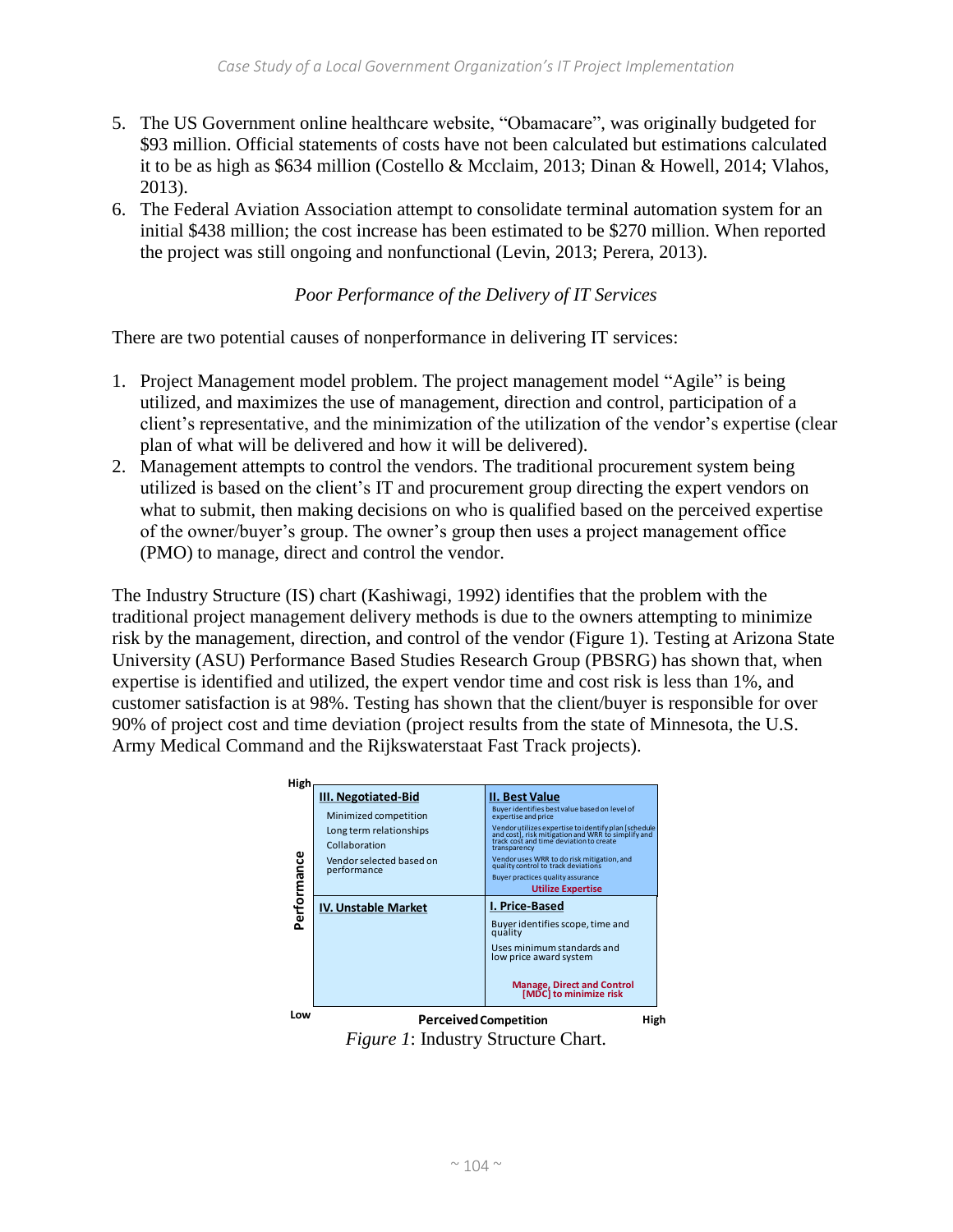5. The US Government online healthcare website, "Obamacare", was originally budgeted for $93 million. Official statements of costs have not been calculated but estimations calculated it to be as high as $634 million (Costello & Mcclaim, 2013; Dinan & Howell, 2014; Vlahos, 2013).
6. The Federal Aviation Association attempt to consolidate terminal automation system for an initial $438 million; the cost increase has been estimated to be $270 million. When reported the project was still ongoing and nonfunctional (Levin, 2013; Perera, 2013).

*Poor Performance of the Delivery of IT Services*

There are two potential causes of nonperformance in delivering IT services:

1. Project Management model problem. The project management model "Agile" is being utilized, and maximizes the use of management, direction and control, participation of a client's representative, and the minimization of the utilization of the vendor's expertise (clear plan of what will be delivered and how it will be delivered).
2. Management attempts to control the vendors. The traditional procurement system being utilized is based on the client's IT and procurement group directing the expert vendors on what to submit, then making decisions on who is qualified based on the perceived expertise of the owner/buyer's group. The owner's group then uses a project management office (PMO) to manage, direct and control the vendor.

The Industry Structure (IS) chart (Kashiwagi, 1992) identifies that the problem with the traditional project management delivery methods is due to the owners attempting to minimize risk by the management, direction, and control of the vendor (Figure 1). Testing at Arizona State University (ASU) Performance Based Studies Research Group (PBSRG) has shown that, when expertise is identified and utilized, the expert vendor time and cost risk is less than 1%, and customer satisfaction is at 98%. Testing has shown that the client/buyer is responsible for over 90% of project cost and time deviation (project results from the state of Minnesota, the U.S. Army Medical Command and the Rijkswaterstaat Fast Track projects).

| Performance (Low → High) / Perceived Competition (Low → High) | Low Perceived Competition | High Perceived Competition |
|---|---|---|
| **High Performance** | **III. Negotiated-Bid**<br>Minimized competition<br>Long term relationships<br>Collaboration<br>Vendor selected based on performance | **II. Best Value**<br>Buyer identifies best value based on level of expertise and price<br>Vendor utilizes expertise to identify plan [schedule and cost], risk mitigation and WRR to simplify and track cost and time deviation to create transparency<br>Vendor uses WRR to do risk mitigation, and quality control to track deviations<br>Buyer practices quality assurance<br>**Utilize Expertise** |
| **Low Performance** | **IV. Unstable Market** | **I. Price-Based**<br>Buyer identifies scope, time and quality<br>Uses minimum standards and low price award system<br>**Manage, Direct and Control [MDC] to minimize risk** |

*Figure 1*: Industry Structure Chart.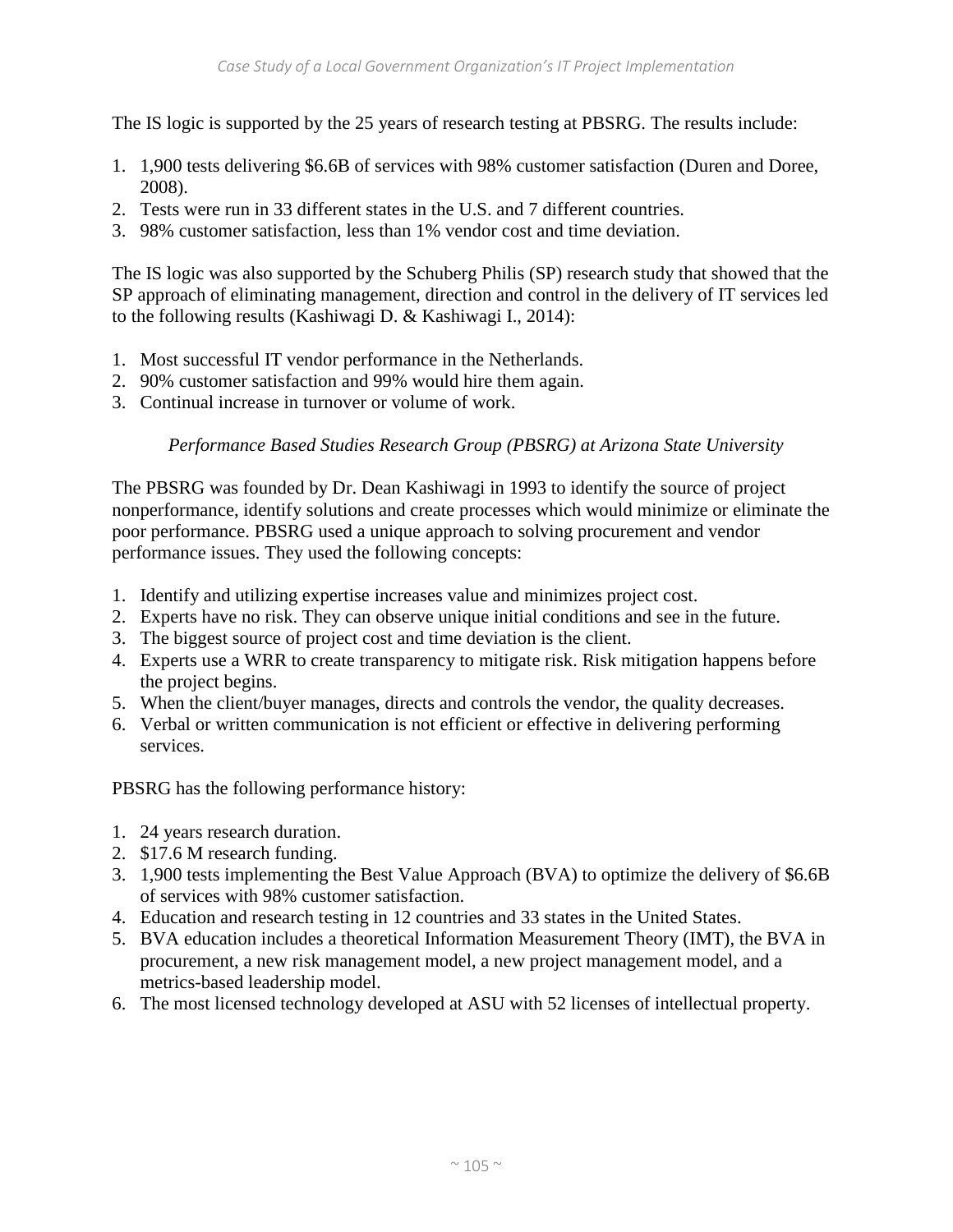The IS logic is supported by the 25 years of research testing at PBSRG. The results include:

1. 1,900 tests delivering $6.6B of services with 98% customer satisfaction (Duren and Doree, 2008).
2. Tests were run in 33 different states in the U.S. and 7 different countries.
3. 98% customer satisfaction, less than 1% vendor cost and time deviation.

The IS logic was also supported by the Schuberg Philis (SP) research study that showed that the SP approach of eliminating management, direction and control in the delivery of IT services led to the following results (Kashiwagi D. & Kashiwagi I., 2014):

1. Most successful IT vendor performance in the Netherlands.
2. 90% customer satisfaction and 99% would hire them again.
3. Continual increase in turnover or volume of work.

### *Performance Based Studies Research Group (PBSRG) at Arizona State University*

The PBSRG was founded by Dr. Dean Kashiwagi in 1993 to identify the source of project nonperformance, identify solutions and create processes which would minimize or eliminate the poor performance. PBSRG used a unique approach to solving procurement and vendor performance issues. They used the following concepts:

1. Identify and utilizing expertise increases value and minimizes project cost.
2. Experts have no risk. They can observe unique initial conditions and see in the future.
3. The biggest source of project cost and time deviation is the client.
4. Experts use a WRR to create transparency to mitigate risk. Risk mitigation happens before the project begins.
5. When the client/buyer manages, directs and controls the vendor, the quality decreases.
6. Verbal or written communication is not efficient or effective in delivering performing services.

PBSRG has the following performance history:

1. 24 years research duration.
2. $17.6 M research funding.
3. 1,900 tests implementing the Best Value Approach (BVA) to optimize the delivery of $6.6B of services with 98% customer satisfaction.
4. Education and research testing in 12 countries and 33 states in the United States.
5. BVA education includes a theoretical Information Measurement Theory (IMT), the BVA in procurement, a new risk management model, a new project management model, and a metrics-based leadership model.
6. The most licensed technology developed at ASU with 52 licenses of intellectual property.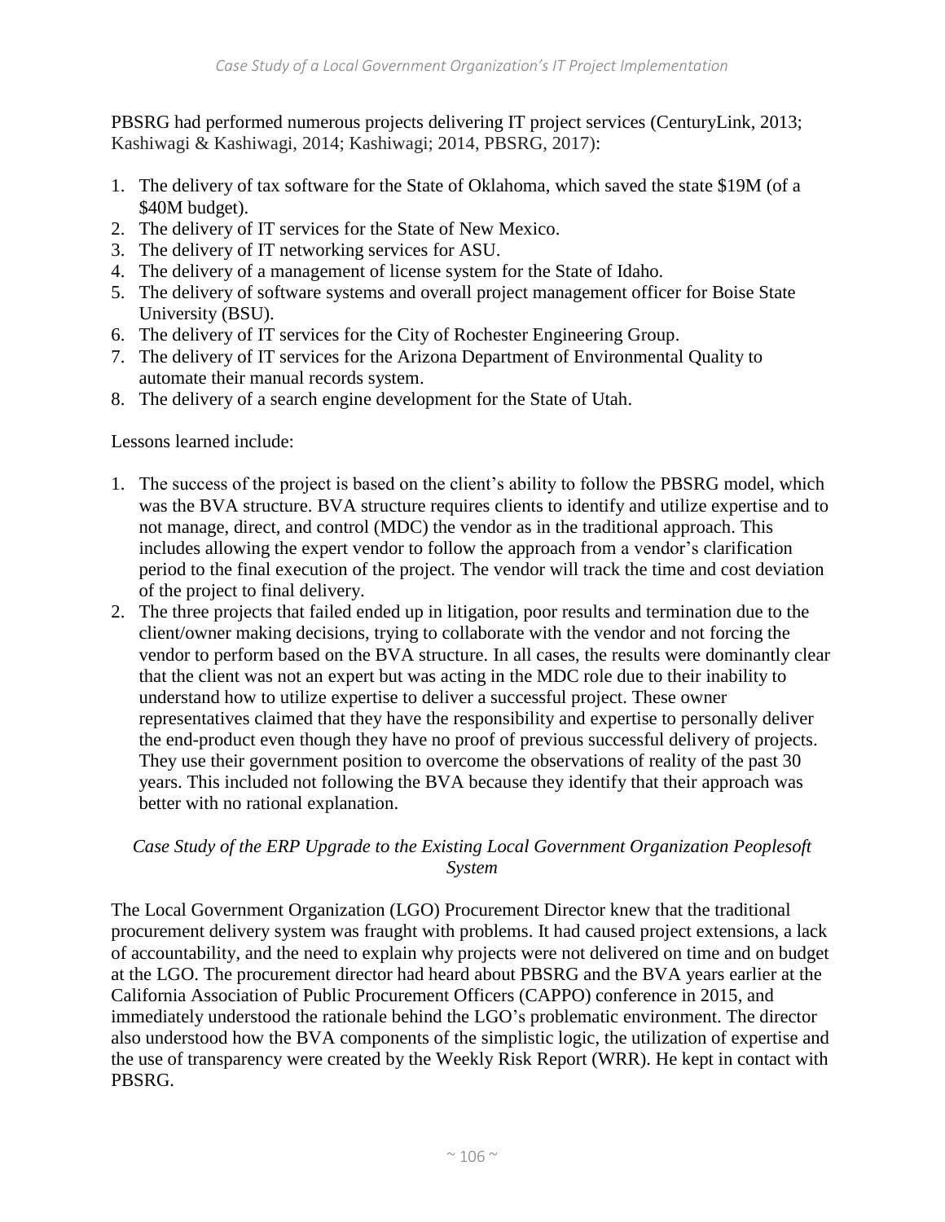PBSRG had performed numerous projects delivering IT project services (CenturyLink, 2013; Kashiwagi & Kashiwagi, 2014; Kashiwagi; 2014, PBSRG, 2017):

1. The delivery of tax software for the State of Oklahoma, which saved the state $19M (of a $40M budget).
2. The delivery of IT services for the State of New Mexico.
3. The delivery of IT networking services for ASU.
4. The delivery of a management of license system for the State of Idaho.
5. The delivery of software systems and overall project management officer for Boise State University (BSU).
6. The delivery of IT services for the City of Rochester Engineering Group.
7. The delivery of IT services for the Arizona Department of Environmental Quality to automate their manual records system.
8. The delivery of a search engine development for the State of Utah.

Lessons learned include:

1. The success of the project is based on the client's ability to follow the PBSRG model, which was the BVA structure. BVA structure requires clients to identify and utilize expertise and to not manage, direct, and control (MDC) the vendor as in the traditional approach. This includes allowing the expert vendor to follow the approach from a vendor's clarification period to the final execution of the project. The vendor will track the time and cost deviation of the project to final delivery.
2. The three projects that failed ended up in litigation, poor results and termination due to the client/owner making decisions, trying to collaborate with the vendor and not forcing the vendor to perform based on the BVA structure. In all cases, the results were dominantly clear that the client was not an expert but was acting in the MDC role due to their inability to understand how to utilize expertise to deliver a successful project. These owner representatives claimed that they have the responsibility and expertise to personally deliver the end-product even though they have no proof of previous successful delivery of projects. They use their government position to overcome the observations of reality of the past 30 years. This included not following the BVA because they identify that their approach was better with no rational explanation.

*Case Study of the ERP Upgrade to the Existing Local Government Organization Peoplesoft System*

The Local Government Organization (LGO) Procurement Director knew that the traditional procurement delivery system was fraught with problems. It had caused project extensions, a lack of accountability, and the need to explain why projects were not delivered on time and on budget at the LGO. The procurement director had heard about PBSRG and the BVA years earlier at the California Association of Public Procurement Officers (CAPPO) conference in 2015, and immediately understood the rationale behind the LGO's problematic environment. The director also understood how the BVA components of the simplistic logic, the utilization of expertise and the use of transparency were created by the Weekly Risk Report (WRR). He kept in contact with PBSRG.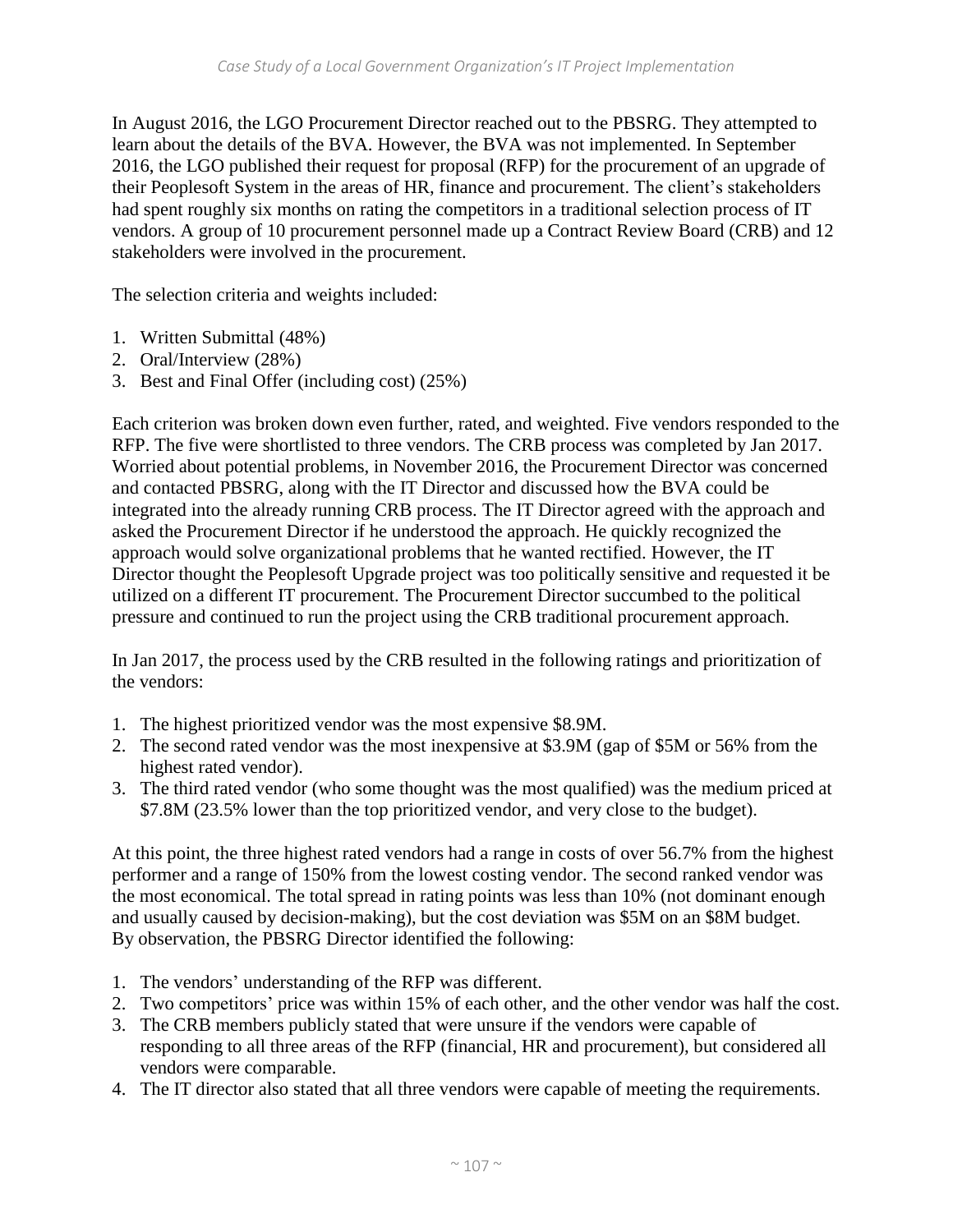In August 2016, the LGO Procurement Director reached out to the PBSRG. They attempted to learn about the details of the BVA. However, the BVA was not implemented. In September 2016, the LGO published their request for proposal (RFP) for the procurement of an upgrade of their Peoplesoft System in the areas of HR, finance and procurement. The client's stakeholders had spent roughly six months on rating the competitors in a traditional selection process of IT vendors. A group of 10 procurement personnel made up a Contract Review Board (CRB) and 12 stakeholders were involved in the procurement.

The selection criteria and weights included:

1. Written Submittal (48%)
2. Oral/Interview (28%)
3. Best and Final Offer (including cost) (25%)

Each criterion was broken down even further, rated, and weighted. Five vendors responded to the RFP. The five were shortlisted to three vendors. The CRB process was completed by Jan 2017. Worried about potential problems, in November 2016, the Procurement Director was concerned and contacted PBSRG, along with the IT Director and discussed how the BVA could be integrated into the already running CRB process. The IT Director agreed with the approach and asked the Procurement Director if he understood the approach. He quickly recognized the approach would solve organizational problems that he wanted rectified. However, the IT Director thought the Peoplesoft Upgrade project was too politically sensitive and requested it be utilized on a different IT procurement. The Procurement Director succumbed to the political pressure and continued to run the project using the CRB traditional procurement approach.

In Jan 2017, the process used by the CRB resulted in the following ratings and prioritization of the vendors:

1. The highest prioritized vendor was the most expensive $8.9M.
2. The second rated vendor was the most inexpensive at $3.9M (gap of $5M or 56% from the highest rated vendor).
3. The third rated vendor (who some thought was the most qualified) was the medium priced at $7.8M (23.5% lower than the top prioritized vendor, and very close to the budget).

At this point, the three highest rated vendors had a range in costs of over 56.7% from the highest performer and a range of 150% from the lowest costing vendor. The second ranked vendor was the most economical. The total spread in rating points was less than 10% (not dominant enough and usually caused by decision-making), but the cost deviation was $5M on an $8M budget. By observation, the PBSRG Director identified the following:

1. The vendors' understanding of the RFP was different.
2. Two competitors' price was within 15% of each other, and the other vendor was half the cost.
3. The CRB members publicly stated that were unsure if the vendors were capable of responding to all three areas of the RFP (financial, HR and procurement), but considered all vendors were comparable.
4. The IT director also stated that all three vendors were capable of meeting the requirements.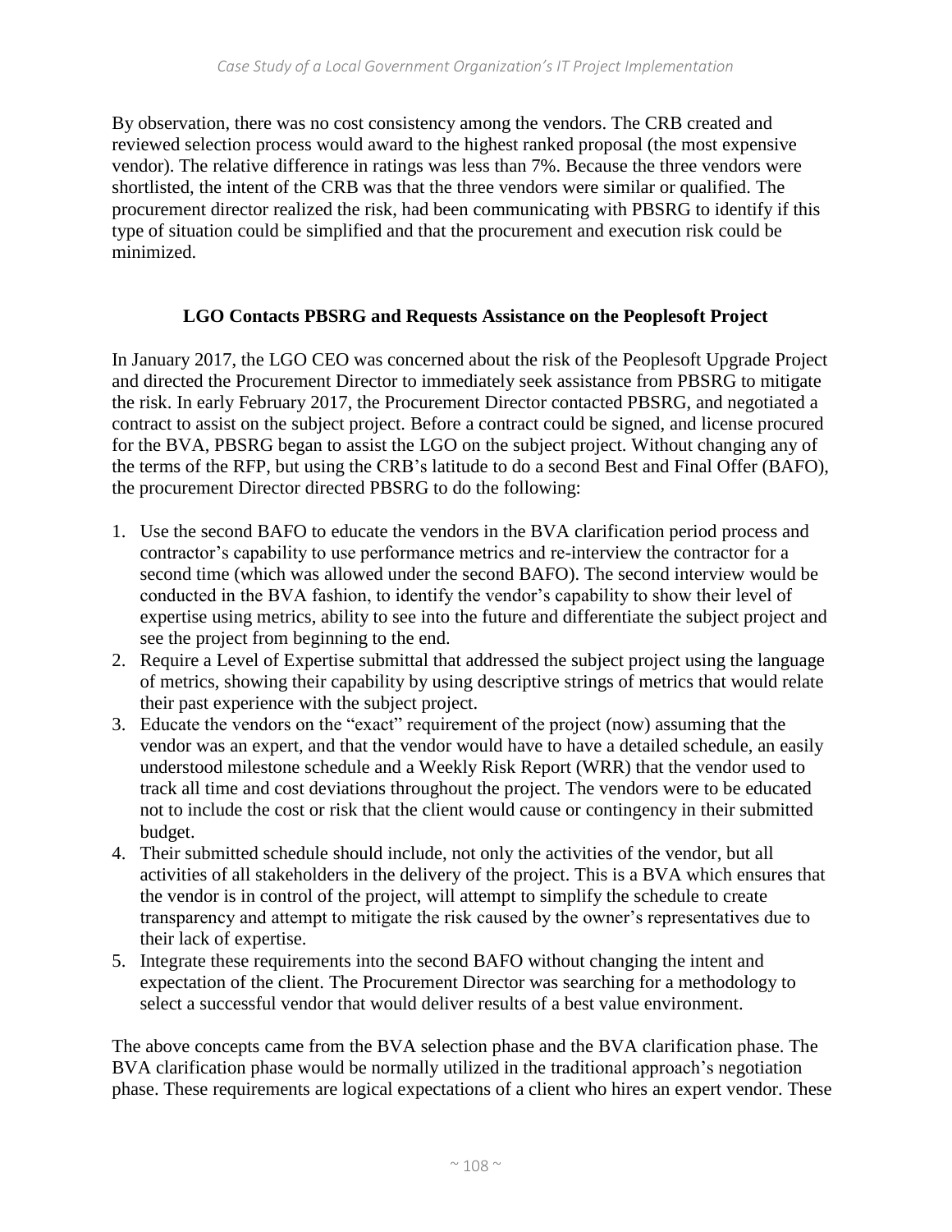By observation, there was no cost consistency among the vendors. The CRB created and reviewed selection process would award to the highest ranked proposal (the most expensive vendor). The relative difference in ratings was less than 7%. Because the three vendors were shortlisted, the intent of the CRB was that the three vendors were similar or qualified. The procurement director realized the risk, had been communicating with PBSRG to identify if this type of situation could be simplified and that the procurement and execution risk could be minimized.

## LGO Contacts PBSRG and Requests Assistance on the Peoplesoft Project

In January 2017, the LGO CEO was concerned about the risk of the Peoplesoft Upgrade Project and directed the Procurement Director to immediately seek assistance from PBSRG to mitigate the risk. In early February 2017, the Procurement Director contacted PBSRG, and negotiated a contract to assist on the subject project. Before a contract could be signed, and license procured for the BVA, PBSRG began to assist the LGO on the subject project. Without changing any of the terms of the RFP, but using the CRB's latitude to do a second Best and Final Offer (BAFO), the procurement Director directed PBSRG to do the following:

1. Use the second BAFO to educate the vendors in the BVA clarification period process and contractor's capability to use performance metrics and re-interview the contractor for a second time (which was allowed under the second BAFO). The second interview would be conducted in the BVA fashion, to identify the vendor's capability to show their level of expertise using metrics, ability to see into the future and differentiate the subject project and see the project from beginning to the end.
2. Require a Level of Expertise submittal that addressed the subject project using the language of metrics, showing their capability by using descriptive strings of metrics that would relate their past experience with the subject project.
3. Educate the vendors on the "exact" requirement of the project (now) assuming that the vendor was an expert, and that the vendor would have to have a detailed schedule, an easily understood milestone schedule and a Weekly Risk Report (WRR) that the vendor used to track all time and cost deviations throughout the project. The vendors were to be educated not to include the cost or risk that the client would cause or contingency in their submitted budget.
4. Their submitted schedule should include, not only the activities of the vendor, but all activities of all stakeholders in the delivery of the project. This is a BVA which ensures that the vendor is in control of the project, will attempt to simplify the schedule to create transparency and attempt to mitigate the risk caused by the owner's representatives due to their lack of expertise.
5. Integrate these requirements into the second BAFO without changing the intent and expectation of the client. The Procurement Director was searching for a methodology to select a successful vendor that would deliver results of a best value environment.

The above concepts came from the BVA selection phase and the BVA clarification phase. The BVA clarification phase would be normally utilized in the traditional approach's negotiation phase. These requirements are logical expectations of a client who hires an expert vendor. These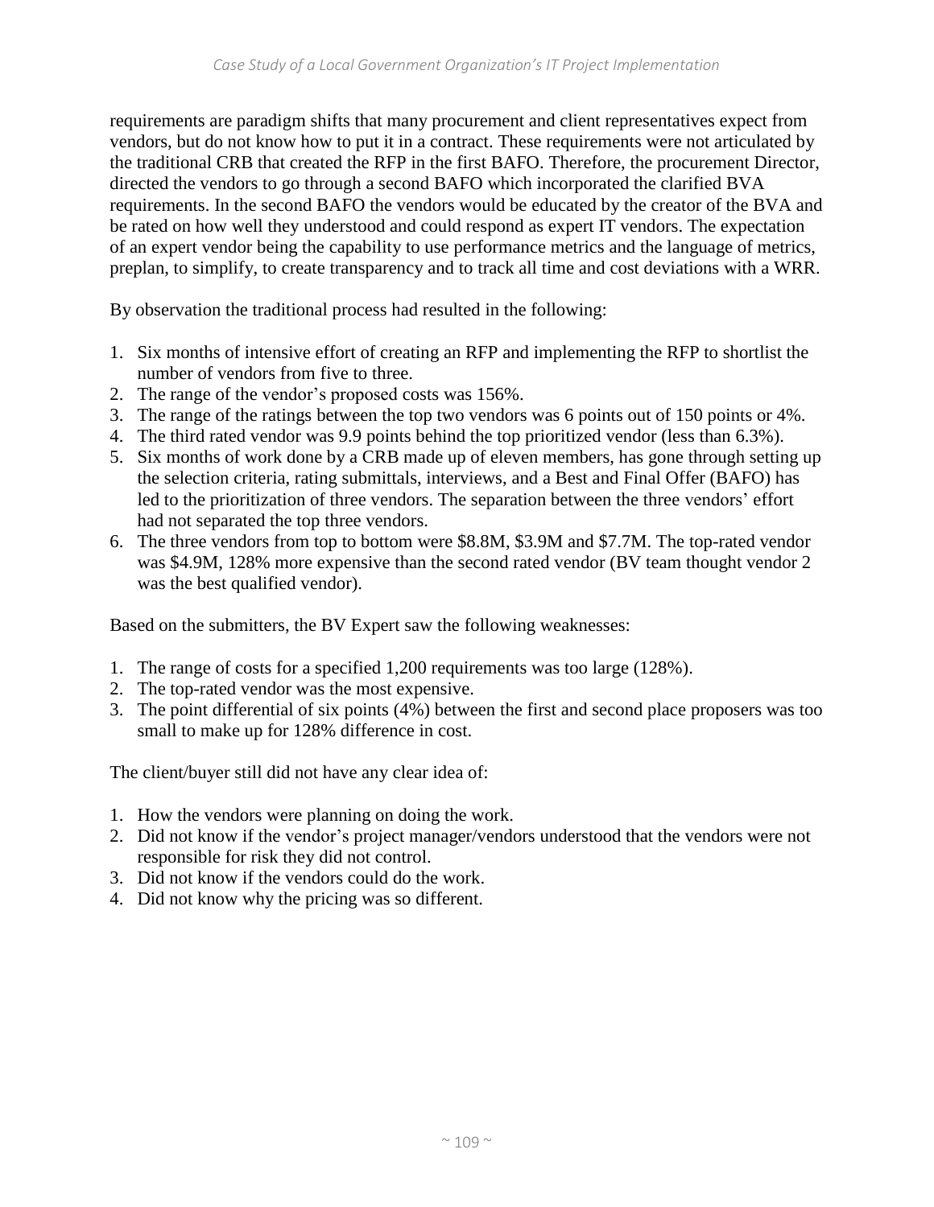requirements are paradigm shifts that many procurement and client representatives expect from vendors, but do not know how to put it in a contract. These requirements were not articulated by the traditional CRB that created the RFP in the first BAFO. Therefore, the procurement Director, directed the vendors to go through a second BAFO which incorporated the clarified BVA requirements. In the second BAFO the vendors would be educated by the creator of the BVA and be rated on how well they understood and could respond as expert IT vendors. The expectation of an expert vendor being the capability to use performance metrics and the language of metrics, preplan, to simplify, to create transparency and to track all time and cost deviations with a WRR.

By observation the traditional process had resulted in the following:

1. Six months of intensive effort of creating an RFP and implementing the RFP to shortlist the number of vendors from five to three.
2. The range of the vendor's proposed costs was 156%.
3. The range of the ratings between the top two vendors was 6 points out of 150 points or 4%.
4. The third rated vendor was 9.9 points behind the top prioritized vendor (less than 6.3%).
5. Six months of work done by a CRB made up of eleven members, has gone through setting up the selection criteria, rating submittals, interviews, and a Best and Final Offer (BAFO) has led to the prioritization of three vendors. The separation between the three vendors' effort had not separated the top three vendors.
6. The three vendors from top to bottom were \$8.8M, \$3.9M and \$7.7M. The top-rated vendor was \$4.9M, 128% more expensive than the second rated vendor (BV team thought vendor 2 was the best qualified vendor).

Based on the submitters, the BV Expert saw the following weaknesses:

1. The range of costs for a specified 1,200 requirements was too large (128%).
2. The top-rated vendor was the most expensive.
3. The point differential of six points (4%) between the first and second place proposers was too small to make up for 128% difference in cost.

The client/buyer still did not have any clear idea of:

1. How the vendors were planning on doing the work.
2. Did not know if the vendor's project manager/vendors understood that the vendors were not responsible for risk they did not control.
3. Did not know if the vendors could do the work.
4. Did not know why the pricing was so different.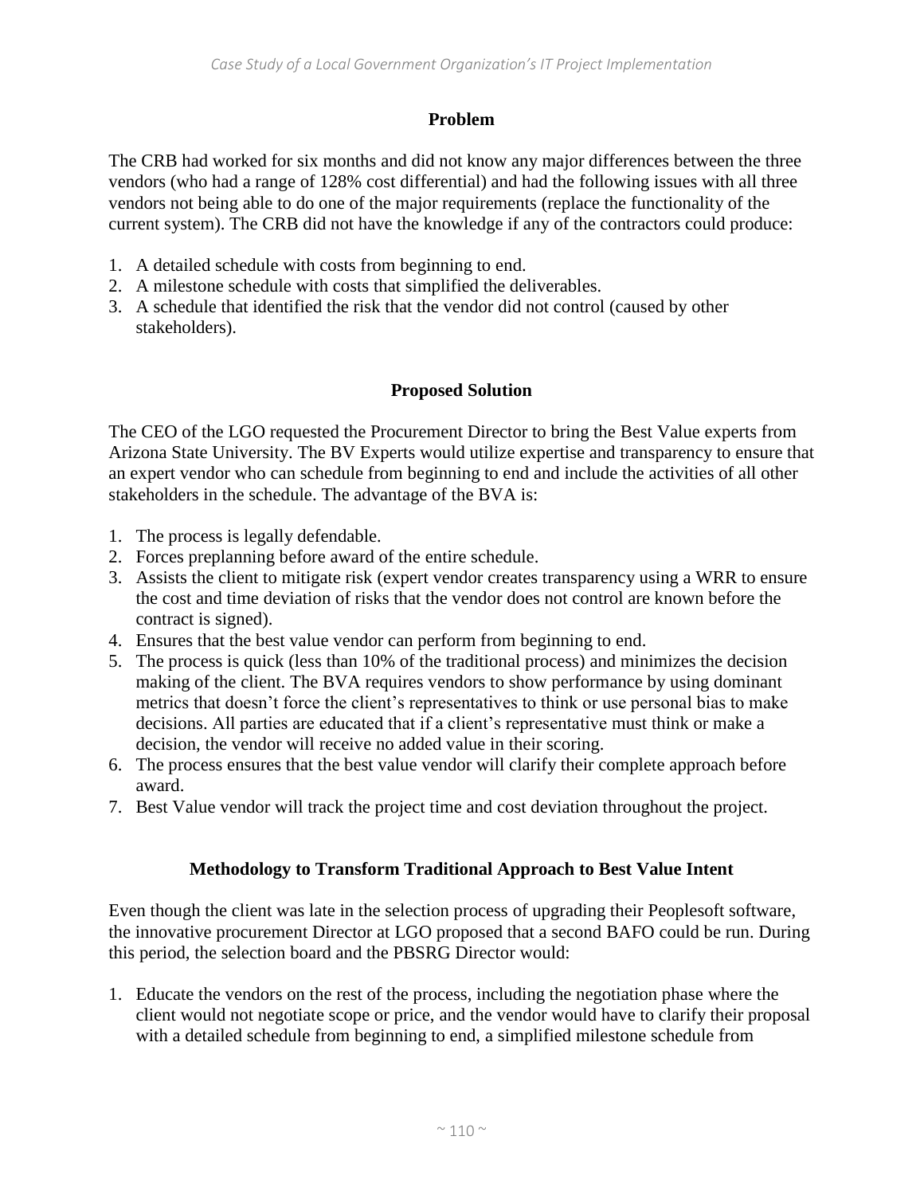## Problem

The CRB had worked for six months and did not know any major differences between the three vendors (who had a range of 128% cost differential) and had the following issues with all three vendors not being able to do one of the major requirements (replace the functionality of the current system). The CRB did not have the knowledge if any of the contractors could produce:

1. A detailed schedule with costs from beginning to end.
2. A milestone schedule with costs that simplified the deliverables.
3. A schedule that identified the risk that the vendor did not control (caused by other stakeholders).

## Proposed Solution

The CEO of the LGO requested the Procurement Director to bring the Best Value experts from Arizona State University. The BV Experts would utilize expertise and transparency to ensure that an expert vendor who can schedule from beginning to end and include the activities of all other stakeholders in the schedule. The advantage of the BVA is:

1. The process is legally defendable.
2. Forces preplanning before award of the entire schedule.
3. Assists the client to mitigate risk (expert vendor creates transparency using a WRR to ensure the cost and time deviation of risks that the vendor does not control are known before the contract is signed).
4. Ensures that the best value vendor can perform from beginning to end.
5. The process is quick (less than 10% of the traditional process) and minimizes the decision making of the client. The BVA requires vendors to show performance by using dominant metrics that doesn't force the client's representatives to think or use personal bias to make decisions. All parties are educated that if a client's representative must think or make a decision, the vendor will receive no added value in their scoring.
6. The process ensures that the best value vendor will clarify their complete approach before award.
7. Best Value vendor will track the project time and cost deviation throughout the project.

## Methodology to Transform Traditional Approach to Best Value Intent

Even though the client was late in the selection process of upgrading their Peoplesoft software, the innovative procurement Director at LGO proposed that a second BAFO could be run. During this period, the selection board and the PBSRG Director would:

1. Educate the vendors on the rest of the process, including the negotiation phase where the client would not negotiate scope or price, and the vendor would have to clarify their proposal with a detailed schedule from beginning to end, a simplified milestone schedule from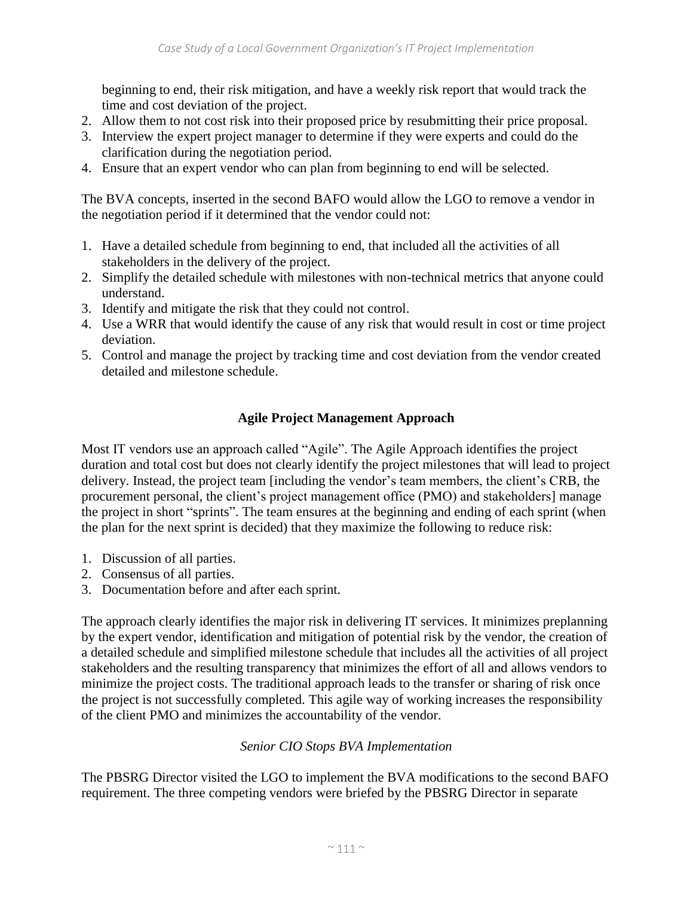beginning to end, their risk mitigation, and have a weekly risk report that would track the time and cost deviation of the project.
2. Allow them to not cost risk into their proposed price by resubmitting their price proposal.
3. Interview the expert project manager to determine if they were experts and could do the clarification during the negotiation period.
4. Ensure that an expert vendor who can plan from beginning to end will be selected.

The BVA concepts, inserted in the second BAFO would allow the LGO to remove a vendor in the negotiation period if it determined that the vendor could not:

1. Have a detailed schedule from beginning to end, that included all the activities of all stakeholders in the delivery of the project.
2. Simplify the detailed schedule with milestones with non-technical metrics that anyone could understand.
3. Identify and mitigate the risk that they could not control.
4. Use a WRR that would identify the cause of any risk that would result in cost or time project deviation.
5. Control and manage the project by tracking time and cost deviation from the vendor created detailed and milestone schedule.

## Agile Project Management Approach

Most IT vendors use an approach called "Agile". The Agile Approach identifies the project duration and total cost but does not clearly identify the project milestones that will lead to project delivery. Instead, the project team [including the vendor's team members, the client's CRB, the procurement personal, the client's project management office (PMO) and stakeholders] manage the project in short "sprints". The team ensures at the beginning and ending of each sprint (when the plan for the next sprint is decided) that they maximize the following to reduce risk:

1. Discussion of all parties.
2. Consensus of all parties.
3. Documentation before and after each sprint.

The approach clearly identifies the major risk in delivering IT services. It minimizes preplanning by the expert vendor, identification and mitigation of potential risk by the vendor, the creation of a detailed schedule and simplified milestone schedule that includes all the activities of all project stakeholders and the resulting transparency that minimizes the effort of all and allows vendors to minimize the project costs. The traditional approach leads to the transfer or sharing of risk once the project is not successfully completed. This agile way of working increases the responsibility of the client PMO and minimizes the accountability of the vendor.

### *Senior CIO Stops BVA Implementation*

The PBSRG Director visited the LGO to implement the BVA modifications to the second BAFO requirement. The three competing vendors were briefed by the PBSRG Director in separate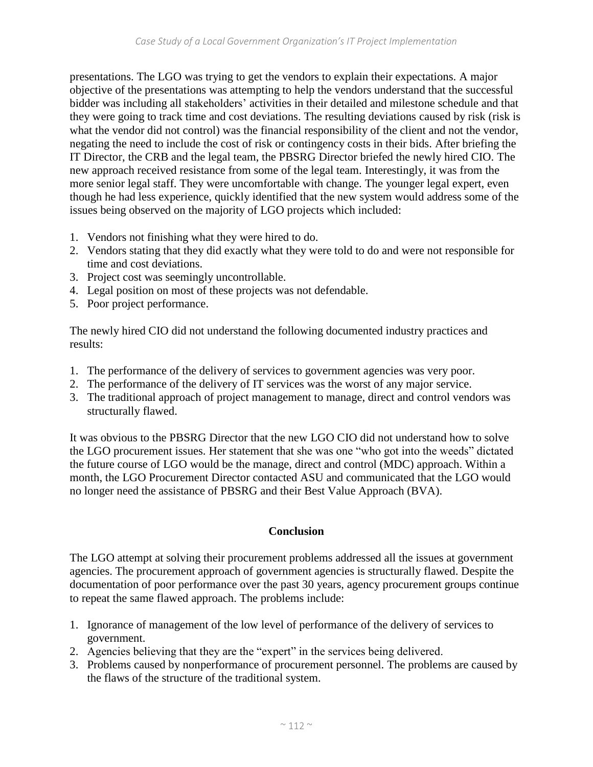presentations. The LGO was trying to get the vendors to explain their expectations. A major objective of the presentations was attempting to help the vendors understand that the successful bidder was including all stakeholders' activities in their detailed and milestone schedule and that they were going to track time and cost deviations. The resulting deviations caused by risk (risk is what the vendor did not control) was the financial responsibility of the client and not the vendor, negating the need to include the cost of risk or contingency costs in their bids. After briefing the IT Director, the CRB and the legal team, the PBSRG Director briefed the newly hired CIO. The new approach received resistance from some of the legal team. Interestingly, it was from the more senior legal staff. They were uncomfortable with change. The younger legal expert, even though he had less experience, quickly identified that the new system would address some of the issues being observed on the majority of LGO projects which included:

1. Vendors not finishing what they were hired to do.
2. Vendors stating that they did exactly what they were told to do and were not responsible for time and cost deviations.
3. Project cost was seemingly uncontrollable.
4. Legal position on most of these projects was not defendable.
5. Poor project performance.

The newly hired CIO did not understand the following documented industry practices and results:

1. The performance of the delivery of services to government agencies was very poor.
2. The performance of the delivery of IT services was the worst of any major service.
3. The traditional approach of project management to manage, direct and control vendors was structurally flawed.

It was obvious to the PBSRG Director that the new LGO CIO did not understand how to solve the LGO procurement issues. Her statement that she was one "who got into the weeds" dictated the future course of LGO would be the manage, direct and control (MDC) approach. Within a month, the LGO Procurement Director contacted ASU and communicated that the LGO would no longer need the assistance of PBSRG and their Best Value Approach (BVA).

## Conclusion

The LGO attempt at solving their procurement problems addressed all the issues at government agencies. The procurement approach of government agencies is structurally flawed. Despite the documentation of poor performance over the past 30 years, agency procurement groups continue to repeat the same flawed approach. The problems include:

1. Ignorance of management of the low level of performance of the delivery of services to government.
2. Agencies believing that they are the "expert" in the services being delivered.
3. Problems caused by nonperformance of procurement personnel. The problems are caused by the flaws of the structure of the traditional system.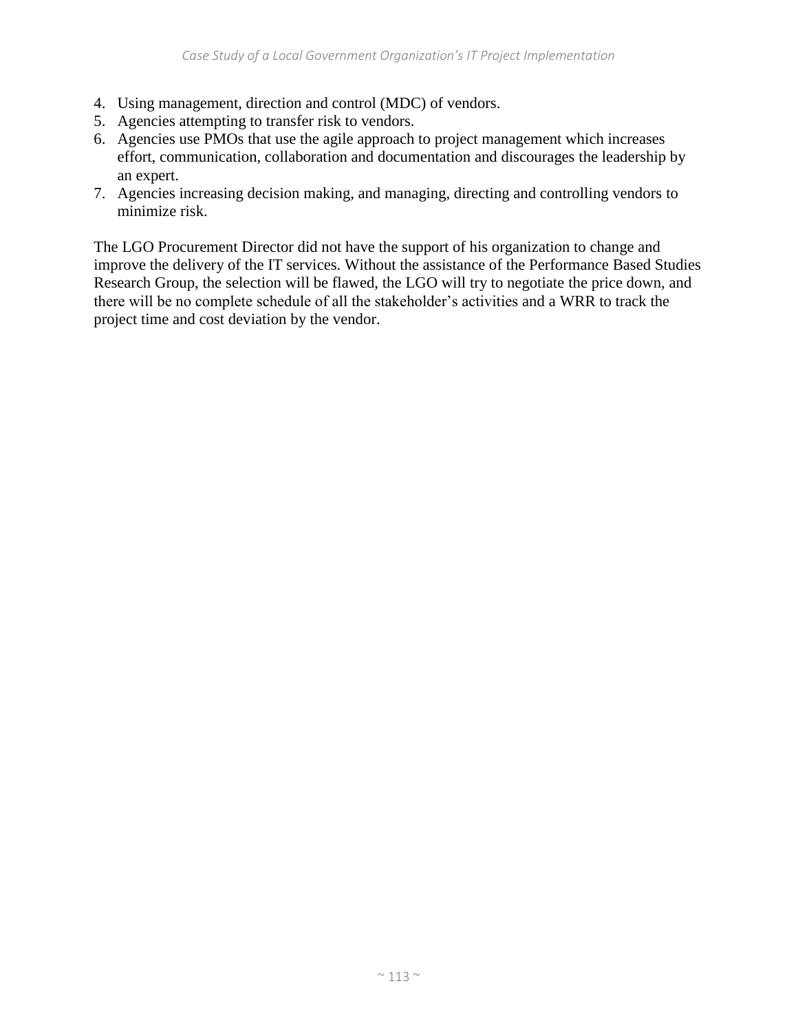4. Using management, direction and control (MDC) of vendors.
5. Agencies attempting to transfer risk to vendors.
6. Agencies use PMOs that use the agile approach to project management which increases effort, communication, collaboration and documentation and discourages the leadership by an expert.
7. Agencies increasing decision making, and managing, directing and controlling vendors to minimize risk.

The LGO Procurement Director did not have the support of his organization to change and improve the delivery of the IT services. Without the assistance of the Performance Based Studies Research Group, the selection will be flawed, the LGO will try to negotiate the price down, and there will be no complete schedule of all the stakeholder's activities and a WRR to track the project time and cost deviation by the vendor.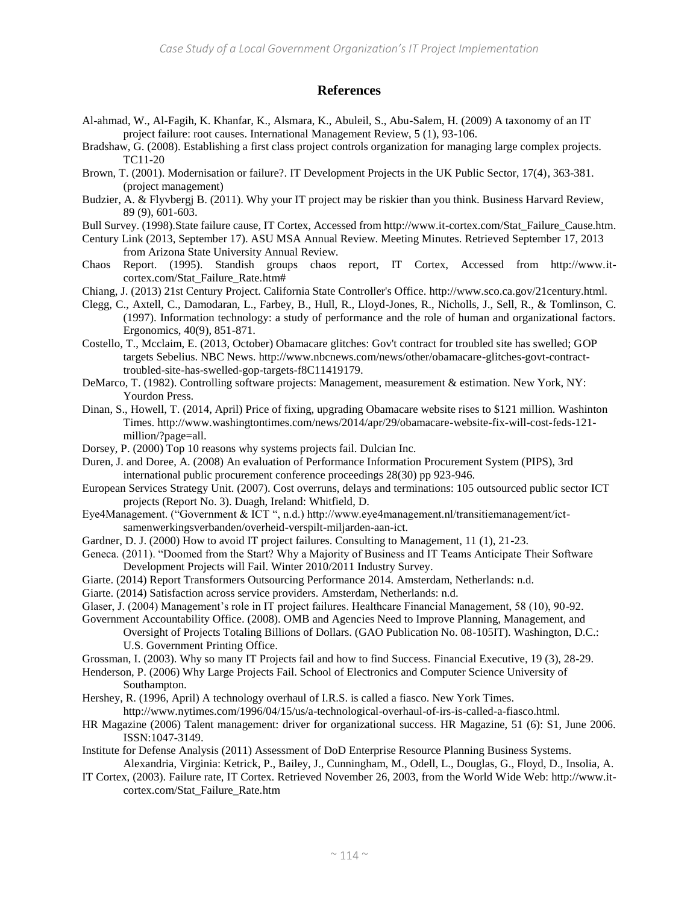## References

Al-ahmad, W., Al-Fagih, K. Khanfar, K., Alsmara, K., Abuleil, S., Abu-Salem, H. (2009) A taxonomy of an IT project failure: root causes. International Management Review, 5 (1), 93-106.

Bradshaw, G. (2008). Establishing a first class project controls organization for managing large complex projects. TC11-20

Brown, T. (2001). Modernisation or failure?. IT Development Projects in the UK Public Sector, 17(4), 363-381. (project management)

Budzier, A. & Flyvbergj B. (2011). Why your IT project may be riskier than you think. Business Harvard Review, 89 (9), 601-603.

Bull Survey. (1998).State failure cause, IT Cortex, Accessed from http://www.it-cortex.com/Stat_Failure_Cause.htm.

Century Link (2013, September 17). ASU MSA Annual Review. Meeting Minutes. Retrieved September 17, 2013 from Arizona State University Annual Review.

Chaos Report. (1995). Standish groups chaos report, IT Cortex, Accessed from http://www.it-cortex.com/Stat_Failure_Rate.htm#

Chiang, J. (2013) 21st Century Project. California State Controller's Office. http://www.sco.ca.gov/21century.html.

Clegg, C., Axtell, C., Damodaran, L., Farbey, B., Hull, R., Lloyd-Jones, R., Nicholls, J., Sell, R., & Tomlinson, C. (1997). Information technology: a study of performance and the role of human and organizational factors. Ergonomics, 40(9), 851-871.

Costello, T., Mcclaim, E. (2013, October) Obamacare glitches: Gov't contract for troubled site has swelled; GOP targets Sebelius. NBC News. http://www.nbcnews.com/news/other/obamacare-glitches-govt-contract-troubled-site-has-swelled-gop-targets-f8C11419179.

DeMarco, T. (1982). Controlling software projects: Management, measurement & estimation. New York, NY: Yourdon Press.

Dinan, S., Howell, T. (2014, April) Price of fixing, upgrading Obamacare website rises to $121 million. Washinton Times. http://www.washingtontimes.com/news/2014/apr/29/obamacare-website-fix-will-cost-feds-121-million/?page=all.

Dorsey, P. (2000) Top 10 reasons why systems projects fail. Dulcian Inc.

Duren, J. and Doree, A. (2008) An evaluation of Performance Information Procurement System (PIPS), 3rd international public procurement conference proceedings 28(30) pp 923-946.

European Services Strategy Unit. (2007). Cost overruns, delays and terminations: 105 outsourced public sector ICT projects (Report No. 3). Duagh, Ireland: Whitfield, D.

Eye4Management. ("Government & ICT ", n.d.) http://www.eye4management.nl/transitiemanagement/ict-samenwerkingsverbanden/overheid-verspilt-miljarden-aan-ict.

Gardner, D. J. (2000) How to avoid IT project failures. Consulting to Management, 11 (1), 21-23.

Geneca. (2011). "Doomed from the Start? Why a Majority of Business and IT Teams Anticipate Their Software Development Projects will Fail. Winter 2010/2011 Industry Survey.

Giarte. (2014) Report Transformers Outsourcing Performance 2014. Amsterdam, Netherlands: n.d.

Giarte. (2014) Satisfaction across service providers. Amsterdam, Netherlands: n.d.

Glaser, J. (2004) Management's role in IT project failures. Healthcare Financial Management, 58 (10), 90-92.

Government Accountability Office. (2008). OMB and Agencies Need to Improve Planning, Management, and Oversight of Projects Totaling Billions of Dollars. (GAO Publication No. 08-105IT). Washington, D.C.: U.S. Government Printing Office.

Grossman, I. (2003). Why so many IT Projects fail and how to find Success. Financial Executive, 19 (3), 28-29.

Henderson, P. (2006) Why Large Projects Fail. School of Electronics and Computer Science University of Southampton.

Hershey, R. (1996, April) A technology overhaul of I.R.S. is called a fiasco. New York Times. http://www.nytimes.com/1996/04/15/us/a-technological-overhaul-of-irs-is-called-a-fiasco.html.

HR Magazine (2006) Talent management: driver for organizational success. HR Magazine, 51 (6): S1, June 2006. ISSN:1047-3149.

Institute for Defense Analysis (2011) Assessment of DoD Enterprise Resource Planning Business Systems. Alexandria, Virginia: Ketrick, P., Bailey, J., Cunningham, M., Odell, L., Douglas, G., Floyd, D., Insolia, A.

IT Cortex, (2003). Failure rate, IT Cortex. Retrieved November 26, 2003, from the World Wide Web: http://www.it-cortex.com/Stat_Failure_Rate.htm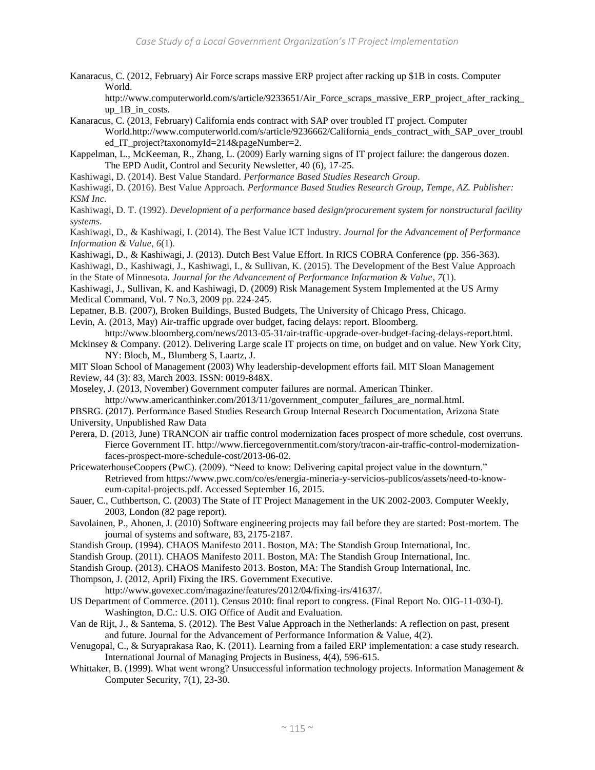Kanaracus, C. (2012, February) Air Force scraps massive ERP project after racking up $1B in costs. Computer World. http://www.computerworld.com/s/article/9233651/Air_Force_scraps_massive_ERP_project_after_racking_up_1B_in_costs.

Kanaracus, C. (2013, February) California ends contract with SAP over troubled IT project. Computer World.http://www.computerworld.com/s/article/9236662/California_ends_contract_with_SAP_over_troubled_IT_project?taxonomyId=214&pageNumber=2.

Kappelman, L., McKeeman, R., Zhang, L. (2009) Early warning signs of IT project failure: the dangerous dozen. The EPD Audit, Control and Security Newsletter, 40 (6), 17-25.

Kashiwagi, D. (2014). Best Value Standard. *Performance Based Studies Research Group*.

Kashiwagi, D. (2016). Best Value Approach. *Performance Based Studies Research Group, Tempe, AZ. Publisher: KSM Inc*.

Kashiwagi, D. T. (1992). *Development of a performance based design/procurement system for nonstructural facility systems*.

Kashiwagi, D., & Kashiwagi, I. (2014). The Best Value ICT Industry. *Journal for the Advancement of Performance Information & Value*, *6*(1).

Kashiwagi, D., & Kashiwagi, J. (2013). Dutch Best Value Effort. In RICS COBRA Conference (pp. 356-363).

Kashiwagi, D., Kashiwagi, J., Kashiwagi, I., & Sullivan, K. (2015). The Development of the Best Value Approach in the State of Minnesota. *Journal for the Advancement of Performance Information & Value*, *7*(1).

Kashiwagi, J., Sullivan, K. and Kashiwagi, D. (2009) Risk Management System Implemented at the US Army Medical Command, Vol. 7 No.3, 2009 pp. 224-245.

Lepatner, B.B. (2007), Broken Buildings, Busted Budgets, The University of Chicago Press, Chicago.

Levin, A. (2013, May) Air-traffic upgrade over budget, facing delays: report. Bloomberg. http://www.bloomberg.com/news/2013-05-31/air-traffic-upgrade-over-budget-facing-delays-report.html.

Mckinsey & Company. (2012). Delivering Large scale IT projects on time, on budget and on value. New York City, NY: Bloch, M., Blumberg S, Laartz, J.

MIT Sloan School of Management (2003) Why leadership-development efforts fail. MIT Sloan Management Review, 44 (3): 83, March 2003. ISSN: 0019-848X.

Moseley, J. (2013, November) Government computer failures are normal. American Thinker. http://www.americanthinker.com/2013/11/government_computer_failures_are_normal.html.

PBSRG. (2017). Performance Based Studies Research Group Internal Research Documentation, Arizona State University, Unpublished Raw Data

Perera, D. (2013, June) TRANCON air traffic control modernization faces prospect of more schedule, cost overruns. Fierce Government IT. http://www.fiercegovernmentit.com/story/tracon-air-traffic-control-modernization-faces-prospect-more-schedule-cost/2013-06-02.

PricewaterhouseCoopers (PwC). (2009). "Need to know: Delivering capital project value in the downturn." Retrieved from https://www.pwc.com/co/es/energia-mineria-y-servicios-publicos/assets/need-to-know-eum-capital-projects.pdf. Accessed September 16, 2015.

Sauer, C., Cuthbertson, C. (2003) The State of IT Project Management in the UK 2002-2003. Computer Weekly, 2003, London (82 page report).

Savolainen, P., Ahonen, J. (2010) Software engineering projects may fail before they are started: Post-mortem. The journal of systems and software, 83, 2175-2187.

Standish Group. (1994). CHAOS Manifesto 2011. Boston, MA: The Standish Group International, Inc.

Standish Group. (2011). CHAOS Manifesto 2011. Boston, MA: The Standish Group International, Inc.

Standish Group. (2013). CHAOS Manifesto 2013. Boston, MA: The Standish Group International, Inc.

Thompson, J. (2012, April) Fixing the IRS. Government Executive. http://www.govexec.com/magazine/features/2012/04/fixing-irs/41637/.

US Department of Commerce. (2011). Census 2010: final report to congress. (Final Report No. OIG-11-030-I). Washington, D.C.: U.S. OIG Office of Audit and Evaluation.

Van de Rijt, J., & Santema, S. (2012). The Best Value Approach in the Netherlands: A reflection on past, present and future. Journal for the Advancement of Performance Information & Value, 4(2).

Venugopal, C., & Suryaprakasa Rao, K. (2011). Learning from a failed ERP implementation: a case study research. International Journal of Managing Projects in Business, 4(4), 596-615.

Whittaker, B. (1999). What went wrong? Unsuccessful information technology projects. Information Management & Computer Security, 7(1), 23-30.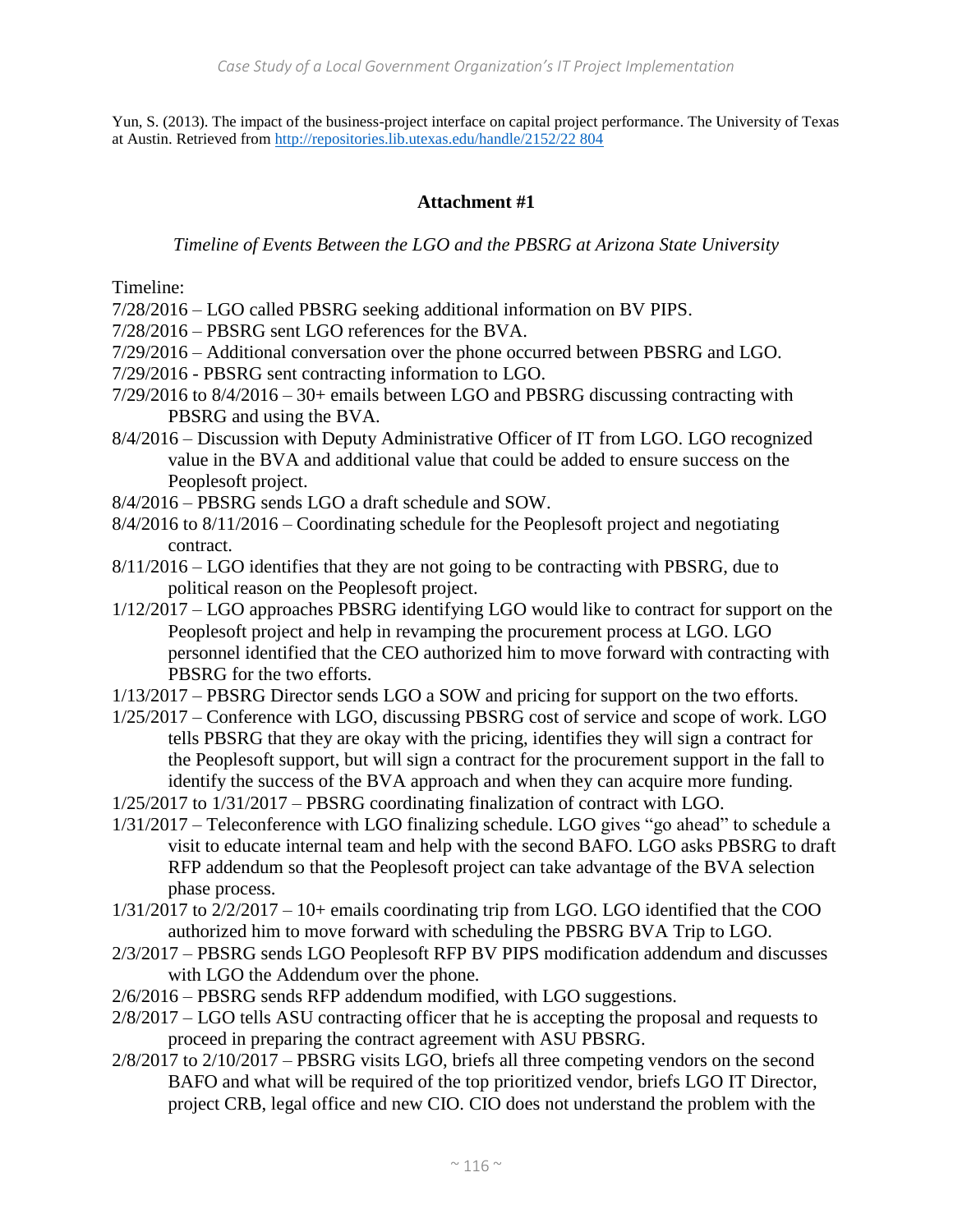Yun, S. (2013). The impact of the business-project interface on capital project performance. The University of Texas at Austin. Retrieved from http://repositories.lib.utexas.edu/handle/2152/22 804

## Attachment #1

*Timeline of Events Between the LGO and the PBSRG at Arizona State University*

Timeline:

- 7/28/2016 – LGO called PBSRG seeking additional information on BV PIPS.
- 7/28/2016 – PBSRG sent LGO references for the BVA.
- 7/29/2016 – Additional conversation over the phone occurred between PBSRG and LGO.
- 7/29/2016 - PBSRG sent contracting information to LGO.
- 7/29/2016 to 8/4/2016 – 30+ emails between LGO and PBSRG discussing contracting with PBSRG and using the BVA.
- 8/4/2016 – Discussion with Deputy Administrative Officer of IT from LGO. LGO recognized value in the BVA and additional value that could be added to ensure success on the Peoplesoft project.
- 8/4/2016 – PBSRG sends LGO a draft schedule and SOW.
- 8/4/2016 to 8/11/2016 – Coordinating schedule for the Peoplesoft project and negotiating contract.
- 8/11/2016 – LGO identifies that they are not going to be contracting with PBSRG, due to political reason on the Peoplesoft project.
- 1/12/2017 – LGO approaches PBSRG identifying LGO would like to contract for support on the Peoplesoft project and help in revamping the procurement process at LGO. LGO personnel identified that the CEO authorized him to move forward with contracting with PBSRG for the two efforts.
- 1/13/2017 – PBSRG Director sends LGO a SOW and pricing for support on the two efforts.
- 1/25/2017 – Conference with LGO, discussing PBSRG cost of service and scope of work. LGO tells PBSRG that they are okay with the pricing, identifies they will sign a contract for the Peoplesoft support, but will sign a contract for the procurement support in the fall to identify the success of the BVA approach and when they can acquire more funding.
- 1/25/2017 to 1/31/2017 – PBSRG coordinating finalization of contract with LGO.
- 1/31/2017 – Teleconference with LGO finalizing schedule. LGO gives "go ahead" to schedule a visit to educate internal team and help with the second BAFO. LGO asks PBSRG to draft RFP addendum so that the Peoplesoft project can take advantage of the BVA selection phase process.
- 1/31/2017 to 2/2/2017 – 10+ emails coordinating trip from LGO. LGO identified that the COO authorized him to move forward with scheduling the PBSRG BVA Trip to LGO.
- 2/3/2017 – PBSRG sends LGO Peoplesoft RFP BV PIPS modification addendum and discusses with LGO the Addendum over the phone.
- 2/6/2016 – PBSRG sends RFP addendum modified, with LGO suggestions.
- 2/8/2017 – LGO tells ASU contracting officer that he is accepting the proposal and requests to proceed in preparing the contract agreement with ASU PBSRG.
- 2/8/2017 to 2/10/2017 – PBSRG visits LGO, briefs all three competing vendors on the second BAFO and what will be required of the top prioritized vendor, briefs LGO IT Director, project CRB, legal office and new CIO. CIO does not understand the problem with the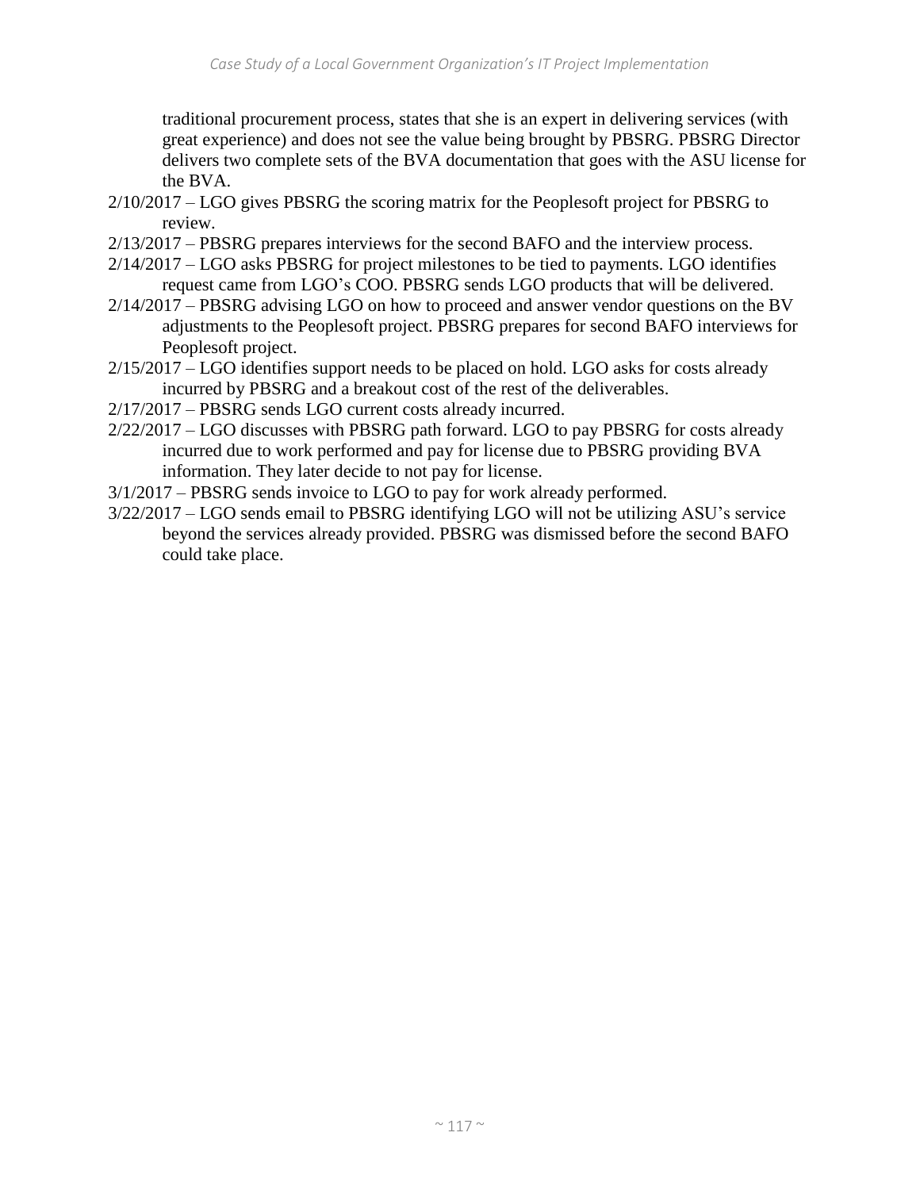traditional procurement process, states that she is an expert in delivering services (with great experience) and does not see the value being brought by PBSRG. PBSRG Director delivers two complete sets of the BVA documentation that goes with the ASU license for the BVA.

2/10/2017 – LGO gives PBSRG the scoring matrix for the Peoplesoft project for PBSRG to review.

2/13/2017 – PBSRG prepares interviews for the second BAFO and the interview process.

2/14/2017 – LGO asks PBSRG for project milestones to be tied to payments. LGO identifies request came from LGO's COO. PBSRG sends LGO products that will be delivered.

2/14/2017 – PBSRG advising LGO on how to proceed and answer vendor questions on the BV adjustments to the Peoplesoft project. PBSRG prepares for second BAFO interviews for Peoplesoft project.

2/15/2017 – LGO identifies support needs to be placed on hold. LGO asks for costs already incurred by PBSRG and a breakout cost of the rest of the deliverables.

2/17/2017 – PBSRG sends LGO current costs already incurred.

2/22/2017 – LGO discusses with PBSRG path forward. LGO to pay PBSRG for costs already incurred due to work performed and pay for license due to PBSRG providing BVA information. They later decide to not pay for license.

3/1/2017 – PBSRG sends invoice to LGO to pay for work already performed.

3/22/2017 – LGO sends email to PBSRG identifying LGO will not be utilizing ASU's service beyond the services already provided. PBSRG was dismissed before the second BAFO could take place.